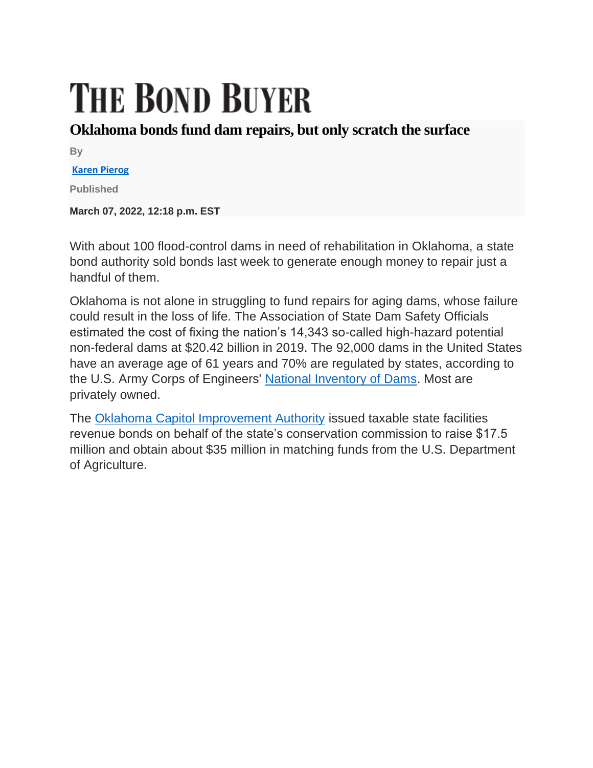# THE BOND BUYER

## Oklahoma bonds fund dam repairs, but only scratch the surface

By

Karen Pierog

Published

**March 07, 2022, 12:18 p.m. EST**

With about 100 flood-control dams in need of rehabilitation in Oklahoma, a state bond authority sold bonds last week to generate enough money to repair just a handful of them.

Oklahoma is not alone in struggling to fund repairs for aging dams, whose failure could result in the loss of life. The Association of State Dam Safety Officials estimated the cost of fixing the nation's 14,343 so-called high-hazard potential non-federal dams at $20.42 billion in 2019. The 92,000 dams in the United States have an average age of 61 years and 70% are regulated by states, according to the U.S. Army Corps of Engineers' National Inventory of Dams. Most are privately owned.

The Oklahoma Capitol Improvement Authority issued taxable state facilities revenue bonds on behalf of the state's conservation commission to raise $17.5 million and obtain about $35 million in matching funds from the U.S. Department of Agriculture.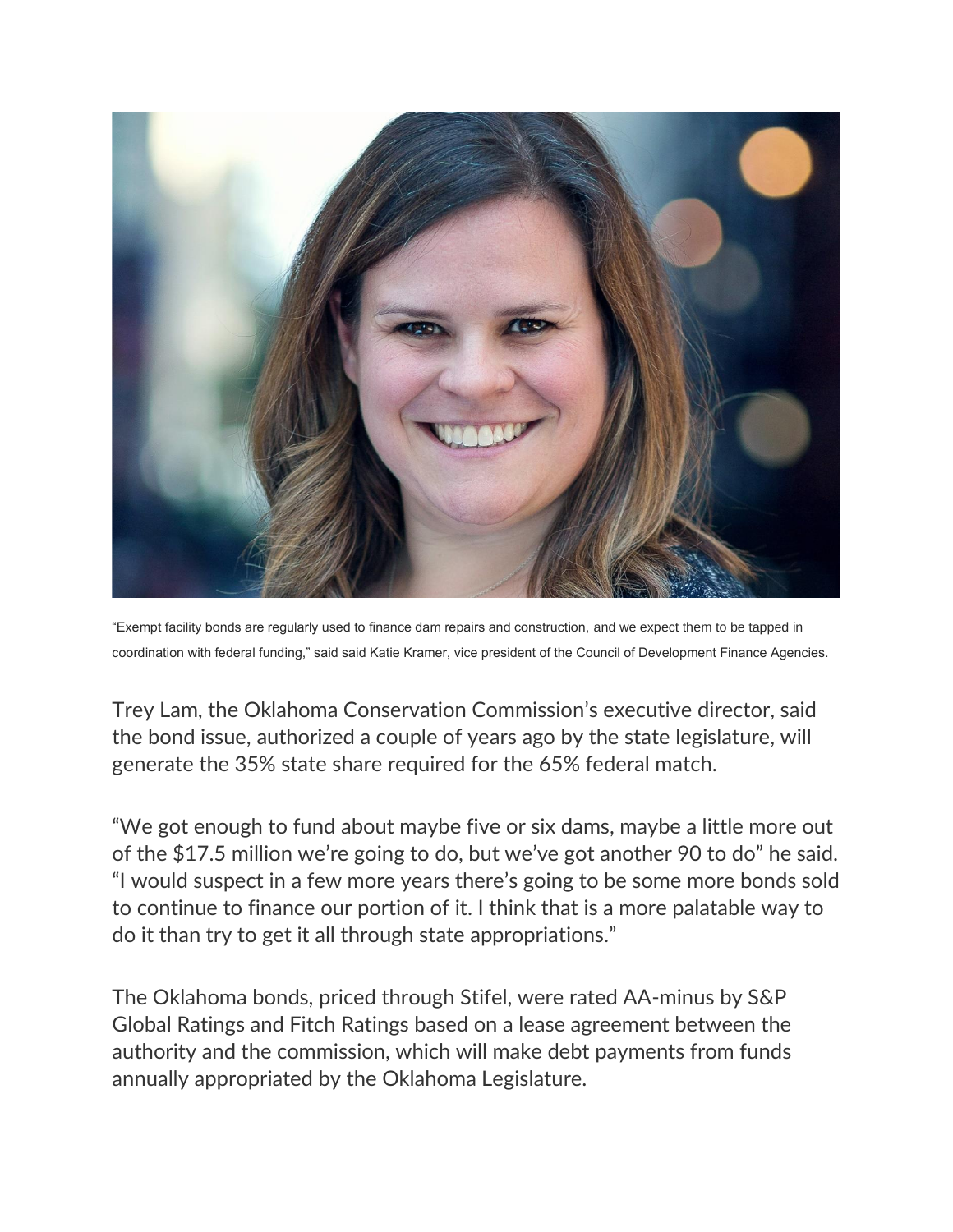“Exempt facility bonds are regularly used to finance dam repairs and construction, and we expect them to be tapped in coordination with federal funding,” said said Katie Kramer, vice president of the Council of Development Finance Agencies.

Trey Lam, the Oklahoma Conservation Commission’s executive director, said the bond issue, authorized a couple of years ago by the state legislature, will generate the 35% state share required for the 65% federal match.

“We got enough to fund about maybe five or six dams, maybe a little more out of the $17.5 million we’re going to do, but we’ve got another 90 to do” he said. “I would suspect in a few more years there’s going to be some more bonds sold to continue to finance our portion of it. I think that is a more palatable way to do it than try to get it all through state appropriations.”

The Oklahoma bonds, priced through Stifel, were rated AA-minus by S&P Global Ratings and Fitch Ratings based on a lease agreement between the authority and the commission, which will make debt payments from funds annually appropriated by the Oklahoma Legislature.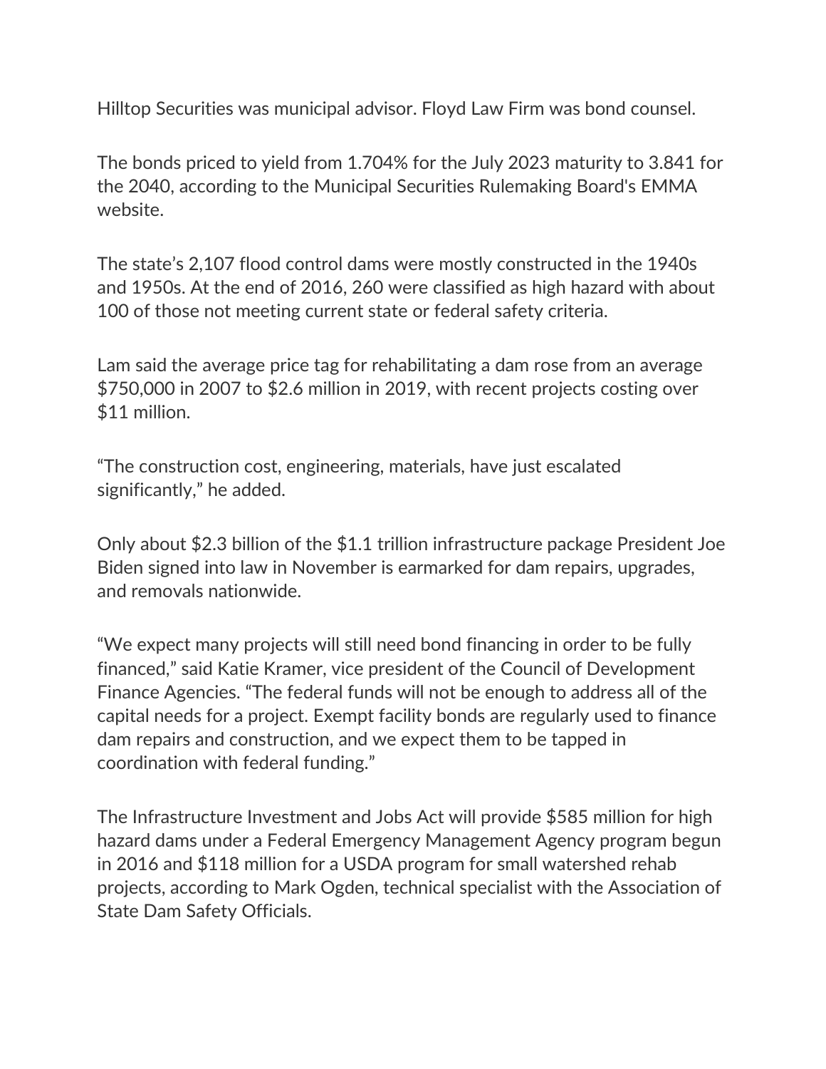Hilltop Securities was municipal advisor. Floyd Law Firm was bond counsel.

The bonds priced to yield from 1.704% for the July 2023 maturity to 3.841 for the 2040, according to the Municipal Securities Rulemaking Board's EMMA website.

The state's 2,107 flood control dams were mostly constructed in the 1940s and 1950s. At the end of 2016, 260 were classified as high hazard with about 100 of those not meeting current state or federal safety criteria.

Lam said the average price tag for rehabilitating a dam rose from an average $750,000 in 2007 to $2.6 million in 2019, with recent projects costing over $11 million.

"The construction cost, engineering, materials, have just escalated significantly," he added.

Only about $2.3 billion of the $1.1 trillion infrastructure package President Joe Biden signed into law in November is earmarked for dam repairs, upgrades, and removals nationwide.

"We expect many projects will still need bond financing in order to be fully financed," said Katie Kramer, vice president of the Council of Development Finance Agencies. "The federal funds will not be enough to address all of the capital needs for a project. Exempt facility bonds are regularly used to finance dam repairs and construction, and we expect them to be tapped in coordination with federal funding."

The Infrastructure Investment and Jobs Act will provide $585 million for high hazard dams under a Federal Emergency Management Agency program begun in 2016 and $118 million for a USDA program for small watershed rehab projects, according to Mark Ogden, technical specialist with the Association of State Dam Safety Officials.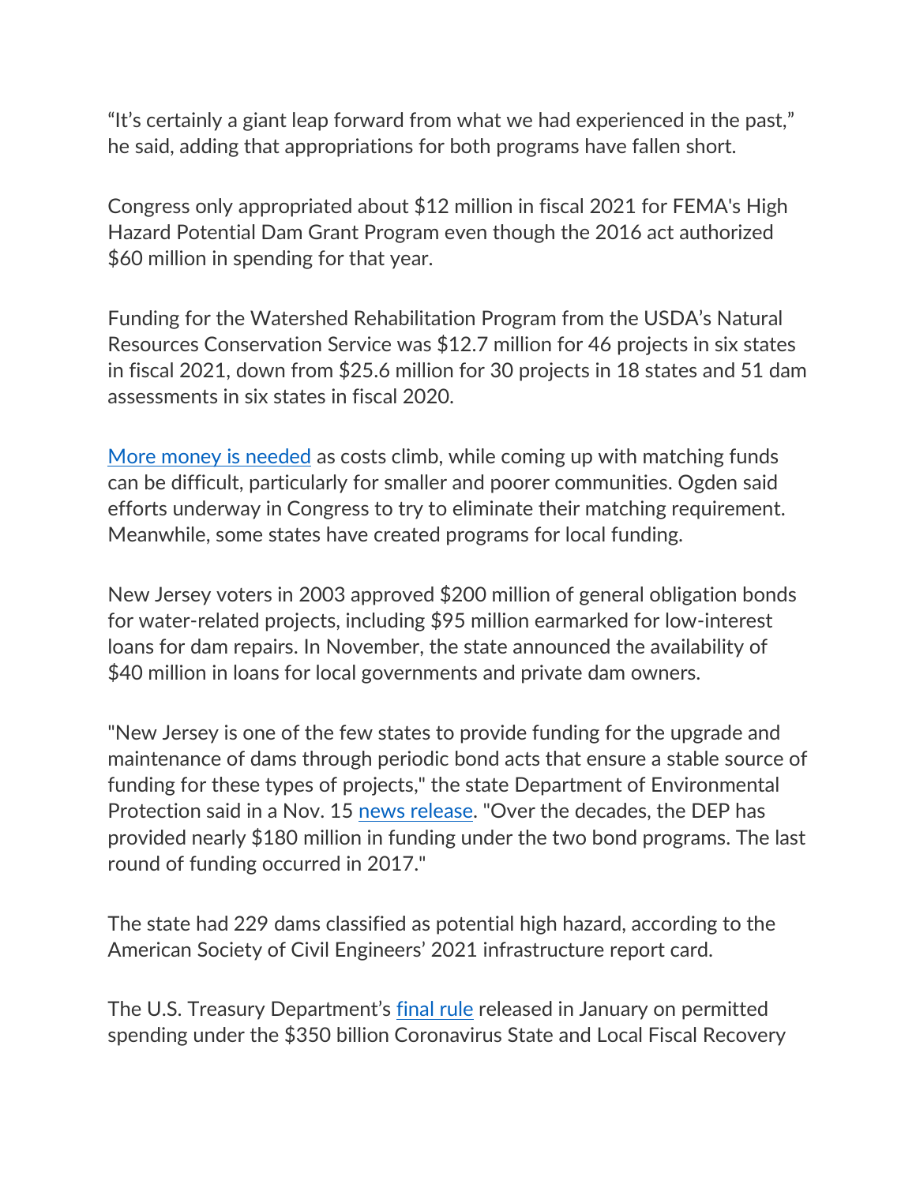“It’s certainly a giant leap forward from what we had experienced in the past,” he said, adding that appropriations for both programs have fallen short.

Congress only appropriated about $12 million in fiscal 2021 for FEMA's High Hazard Potential Dam Grant Program even though the 2016 act authorized $60 million in spending for that year.

Funding for the Watershed Rehabilitation Program from the USDA’s Natural Resources Conservation Service was $12.7 million for 46 projects in six states in fiscal 2021, down from $25.6 million for 30 projects in 18 states and 51 dam assessments in six states in fiscal 2020.

More money is needed as costs climb, while coming up with matching funds can be difficult, particularly for smaller and poorer communities. Ogden said efforts underway in Congress to try to eliminate their matching requirement. Meanwhile, some states have created programs for local funding.

New Jersey voters in 2003 approved $200 million of general obligation bonds for water-related projects, including $95 million earmarked for low-interest loans for dam repairs. In November, the state announced the availability of $40 million in loans for local governments and private dam owners.

"New Jersey is one of the few states to provide funding for the upgrade and maintenance of dams through periodic bond acts that ensure a stable source of funding for these types of projects," the state Department of Environmental Protection said in a Nov. 15 news release. "Over the decades, the DEP has provided nearly $180 million in funding under the two bond programs. The last round of funding occurred in 2017."

The state had 229 dams classified as potential high hazard, according to the American Society of Civil Engineers’ 2021 infrastructure report card.

The U.S. Treasury Department’s final rule released in January on permitted spending under the $350 billion Coronavirus State and Local Fiscal Recovery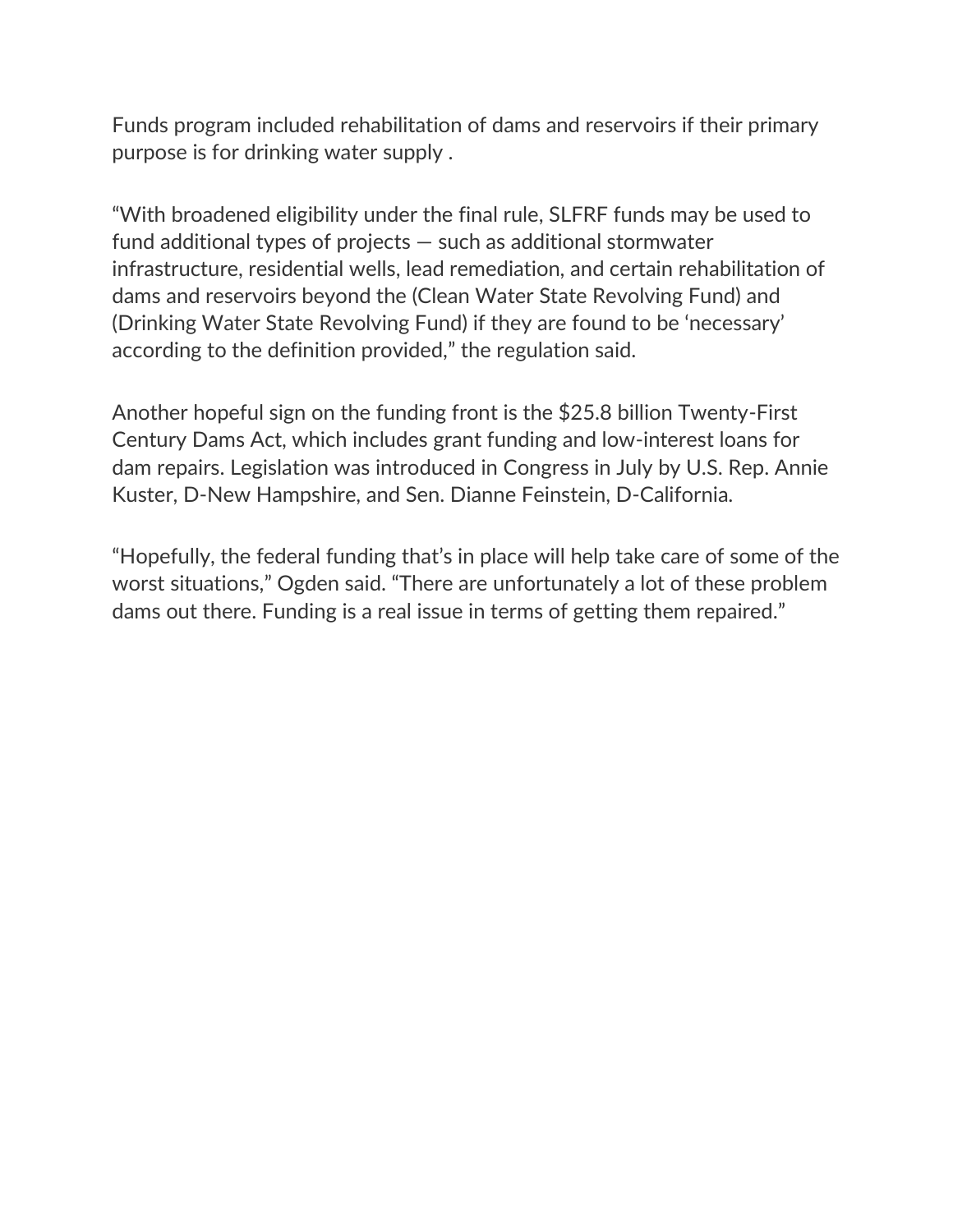Funds program included rehabilitation of dams and reservoirs if their primary purpose is for drinking water supply .

“With broadened eligibility under the final rule, SLFRF funds may be used to fund additional types of projects — such as additional stormwater infrastructure, residential wells, lead remediation, and certain rehabilitation of dams and reservoirs beyond the (Clean Water State Revolving Fund) and (Drinking Water State Revolving Fund) if they are found to be ‘necessary’ according to the definition provided,” the regulation said.

Another hopeful sign on the funding front is the $25.8 billion Twenty-First Century Dams Act, which includes grant funding and low-interest loans for dam repairs. Legislation was introduced in Congress in July by U.S. Rep. Annie Kuster, D-New Hampshire, and Sen. Dianne Feinstein, D-California.

“Hopefully, the federal funding that’s in place will help take care of some of the worst situations,” Ogden said. “There are unfortunately a lot of these problem dams out there. Funding is a real issue in terms of getting them repaired.”